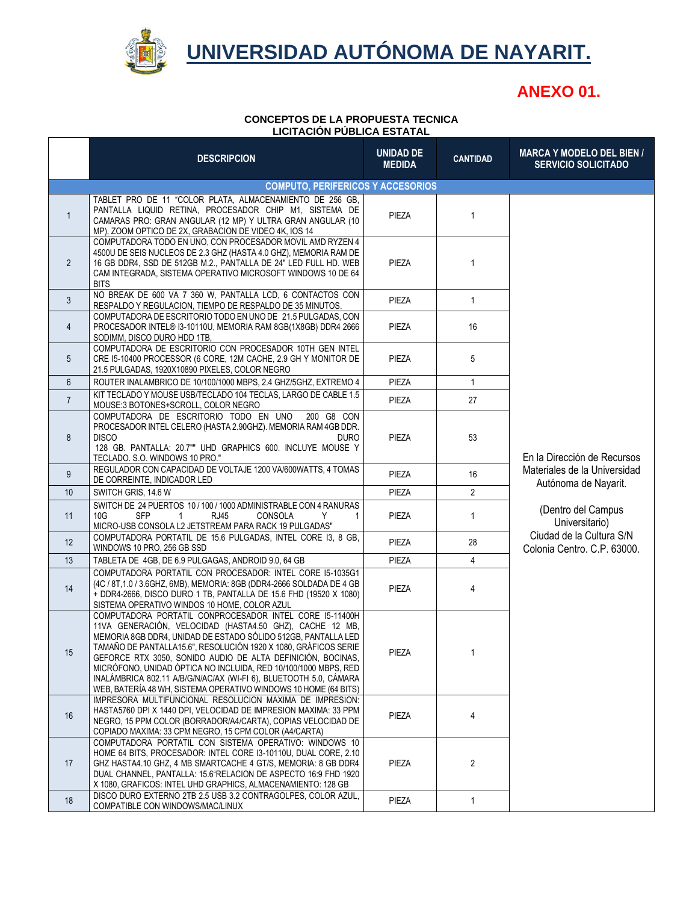# UNIVERSIDAD AUTÓNOMA DE NAYARIT.

## ANEXO 01.

**CONCEPTOS DE LA PROPUESTA TECNICA**
**LICITACIÓN PÚBLICA ESTATAL**

| | DESCRIPCION | UNIDAD DE MEDIDA | CANTIDAD | MARCA Y MODELO DEL BIEN / SERVICIO SOLICITADO |
|---|---|---|---|---|
| | **COMPUTO, PERIFERICOS Y ACCESORIOS** | | | |
| 1 | TABLET PRO DE 11 "COLOR PLATA, ALMACENAMIENTO DE 256 GB, PANTALLA LIQUID RETINA, PROCESADOR CHIP M1, SISTEMA DE CAMARAS PRO: GRAN ANGULAR (12 MP) Y ULTRA GRAN ANGULAR (10 MP), ZOOM OPTICO DE 2X, GRABACION DE VIDEO 4K, IOS 14 | PIEZA | 1 | En la Dirección de Recursos Materiales de la Universidad Autónoma de Nayarit. (Dentro del Campus Universitario) Ciudad de la Cultura S/N Colonia Centro. C.P. 63000. |
| 2 | COMPUTADORA TODO EN UNO, CON PROCESADOR MOVIL AMD RYZEN 4 4500U DE SEIS NUCLEOS DE 2.3 GHZ (HASTA 4.0 GHZ), MEMORIA RAM DE 16 GB DDR4, SSD DE 512GB M.2., PANTALLA DE 24" LED FULL HD. WEB CAM INTEGRADA, SISTEMA OPERATIVO MICROSOFT WINDOWS 10 DE 64 BITS | PIEZA | 1 | |
| 3 | NO BREAK DE 600 VA 7 360 W, PANTALLA LCD, 6 CONTACTOS CON RESPALDO Y REGULACION, TIEMPO DE RESPALDO DE 35 MINUTOS. | PIEZA | 1 | |
| 4 | COMPUTADORA DE ESCRITORIO TODO EN UNO DE 21.5 PULGADAS, CON PROCESADOR INTEL® I3-10110U, MEMORIA RAM 8GB(1X8GB) DDR4 2666 SODIMM, DISCO DURO HDD 1TB, | PIEZA | 16 | |
| 5 | COMPUTADORA DE ESCRITORIO CON PROCESADOR 10TH GEN INTEL CRE I5-10400 PROCESSOR (6 CORE, 12M CACHE, 2.9 GH Y MONITOR DE 21.5 PULGADAS, 1920X10890 PIXELES, COLOR NEGRO | PIEZA | 5 | |
| 6 | ROUTER INALAMBRICO DE 10/100/1000 MBPS, 2.4 GHZ/5GHZ, EXTREMO 4 | PIEZA | 1 | |
| 7 | KIT TECLADO Y MOUSE USB/TECLADO 104 TECLAS, LARGO DE CABLE 1.5 MOUSE:3 BOTONES+SCROLL, COLOR NEGRO | PIEZA | 27 | |
| 8 | COMPUTADORA DE ESCRITORIO TODO EN UNO 200 G8 CON PROCESADOR INTEL CELERO (HASTA 2.90GHZ). MEMORIA RAM 4GB DDR. DISCO DURO 128 GB. PANTALLA: 20.7"" UHD GRAPHICS 600. INCLUYE MOUSE Y TECLADO. S.O. WINDOWS 10 PRO." | PIEZA | 53 | |
| 9 | REGULADOR CON CAPACIDAD DE VOLTAJE 1200 VA/600WATTS, 4 TOMAS DE CORREINTE, INDICADOR LED | PIEZA | 16 | |
| 10 | SWITCH GRIS, 14.6 W | PIEZA | 2 | |
| 11 | SWITCH DE 24 PUERTOS 10 / 100 / 1000 ADMINISTRABLE CON 4 RANURAS 10G SFP 1 RJ45 CONSOLA Y 1 MICRO-USB CONSOLA L2 JETSTREAM PARA RACK 19 PULGADAS" | PIEZA | 1 | |
| 12 | COMPUTADORA PORTATIL DE 15.6 PULGADAS, INTEL CORE I3, 8 GB, WINDOWS 10 PRO, 256 GB SSD | PIEZA | 28 | |
| 13 | TABLETA DE 4GB, DE 6.9 PULGAGAS, ANDROID 9.0, 64 GB | PIEZA | 4 | |
| 14 | COMPUTADORA PORTATIL CON PROCESADOR: INTEL CORE I5-1035G1 (4C / 8T,1.0 / 3.6GHZ, 6MB), MEMORIA: 8GB (DDR4-2666 SOLDADA DE 4 GB + DDR4-2666, DISCO DURO 1 TB, PANTALLA DE 15.6 FHD (19520 X 1080) SISTEMA OPERATIVO WINDOS 10 HOME, COLOR AZUL | PIEZA | 4 | |
| 15 | COMPUTADORA PORTATIL CONPROCESADOR INTEL CORE I5-11400H 11VA GENERACIÓN, VELOCIDAD (HASTA4.50 GHZ), CACHE 12 MB, MEMORIA 8GB DDR4, UNIDAD DE ESTADO SÓLIDO 512GB, PANTALLA LED TAMAÑO DE PANTALLA15.6", RESOLUCIÓN 1920 X 1080, GRÁFICOS SERIE GEFORCE RTX 3050, SONIDO AUDIO DE ALTA DEFINICIÓN, BOCINAS, MICRÓFONO, UNIDAD ÓPTICA NO INCLUIDA, RED 10/100/1000 MBPS, RED INALÁMBRICA 802.11 A/B/G/N/AC/AX (WI-FI 6), BLUETOOTH 5.0, CÁMARA WEB, BATERÍA 48 WH, SISTEMA OPERATIVO WINDOWS 10 HOME (64 BITS) | PIEZA | 1 | |
| 16 | IMPRESORA MULTIFUNCIONAL RESOLUCION MAXIMA DE IMPRESION: HASTA5760 DPI X 1440 DPI, VELOCIDAD DE IMPRESION MAXIMA: 33 PPM NEGRO, 15 PPM COLOR (BORRADOR/A4/CARTA), COPIAS VELOCIDAD DE COPIADO MAXIMA: 33 CPM NEGRO, 15 CPM COLOR (A4/CARTA) | PIEZA | 4 | |
| 17 | COMPUTADORA PORTATIL CON SISTEMA OPERATIVO: WINDOWS 10 HOME 64 BITS, PROCESADOR: INTEL CORE I3-10110U, DUAL CORE, 2.10 GHZ HASTA4.10 GHZ, 4 MB SMARTCACHE 4 GT/S, MEMORIA: 8 GB DDR4 DUAL CHANNEL, PANTALLA: 15.6"RELACION DE ASPECTO 16:9 FHD 1920 X 1080, GRAFICOS: INTEL UHD GRAPHICS, ALMACENAMIENTO: 128 GB | PIEZA | 2 | |
| 18 | DISCO DURO EXTERNO 2TB 2.5 USB 3.2 CONTRAGOLPES, COLOR AZUL, COMPATIBLE CON WINDOWS/MAC/LINUX | PIEZA | 1 | |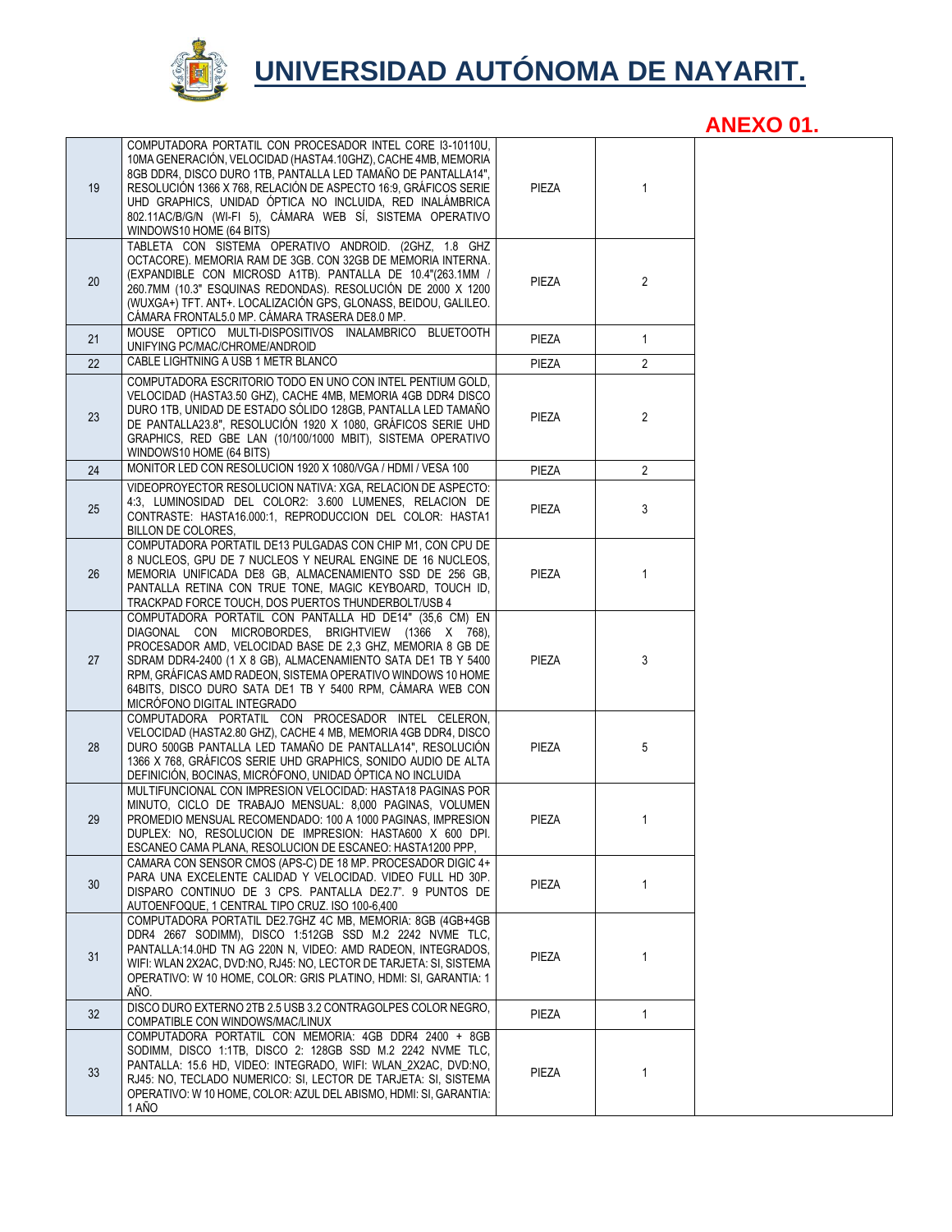# UNIVERSIDAD AUTÓNOMA DE NAYARIT.

## ANEXO 01.

| | | | | |
|---|---|---|---|---|
| 19 | COMPUTADORA PORTATIL CON PROCESADOR INTEL CORE I3-10110U, 10MA GENERACIÓN, VELOCIDAD (HASTA4.10GHZ), CACHE 4MB, MEMORIA 8GB DDR4, DISCO DURO 1TB, PANTALLA LED TAMAÑO DE PANTALLA14", RESOLUCIÓN 1366 X 768, RELACIÓN DE ASPECTO 16:9, GRÁFICOS SERIE UHD GRAPHICS, UNIDAD ÓPTICA NO INCLUIDA, RED INALÁMBRICA 802.11AC/B/G/N (WI-FI 5), CÁMARA WEB SÍ, SISTEMA OPERATIVO WINDOWS10 HOME (64 BITS) | PIEZA | 1 | |
| 20 | TABLETA CON SISTEMA OPERATIVO ANDROID. (2GHZ, 1.8 GHZ OCTACORE). MEMORIA RAM DE 3GB. CON 32GB DE MEMORIA INTERNA. (EXPANDIBLE CON MICROSD A1TB). PANTALLA DE 10.4"(263.1MM / 260.7MM (10.3" ESQUINAS REDONDAS). RESOLUCIÓN DE 2000 X 1200 (WUXGA+) TFT. ANT+. LOCALIZACIÓN GPS, GLONASS, BEIDOU, GALILEO. CÁMARA FRONTAL5.0 MP. CÁMARA TRASERA DE8.0 MP. | PIEZA | 2 | |
| 21 | MOUSE OPTICO MULTI-DISPOSITIVOS INALAMBRICO BLUETOOTH UNIFYING PC/MAC/CHROME/ANDROID | PIEZA | 1 | |
| 22 | CABLE LIGHTNING A USB 1 METR BLANCO | PIEZA | 2 | |
| 23 | COMPUTADORA ESCRITORIO TODO EN UNO CON INTEL PENTIUM GOLD, VELOCIDAD (HASTA3.50 GHZ), CACHE 4MB, MEMORIA 4GB DDR4 DISCO DURO 1TB, UNIDAD DE ESTADO SÓLIDO 128GB, PANTALLA LED TAMAÑO DE PANTALLA23.8", RESOLUCIÓN 1920 X 1080, GRÁFICOS SERIE UHD GRAPHICS, RED GBE LAN (10/100/1000 MBIT), SISTEMA OPERATIVO WINDOWS10 HOME (64 BITS) | PIEZA | 2 | |
| 24 | MONITOR LED CON RESOLUCION 1920 X 1080/VGA / HDMI / VESA 100 | PIEZA | 2 | |
| 25 | VIDEOPROYECTOR RESOLUCION NATIVA: XGA, RELACION DE ASPECTO: 4:3, LUMINOSIDAD DEL COLOR2: 3.600 LUMENES, RELACION DE CONTRASTE: HASTA16.000:1, REPRODUCCION DEL COLOR: HASTA1 BILLON DE COLORES, | PIEZA | 3 | |
| 26 | COMPUTADORA PORTATIL DE13 PULGADAS CON CHIP M1, CON CPU DE 8 NUCLEOS, GPU DE 7 NUCLEOS Y NEURAL ENGINE DE 16 NUCLEOS, MEMORIA UNIFICADA DE8 GB, ALMACENAMIENTO SSD DE 256 GB, PANTALLA RETINA CON TRUE TONE, MAGIC KEYBOARD, TOUCH ID, TRACKPAD FORCE TOUCH, DOS PUERTOS THUNDERBOLT/USB 4 | PIEZA | 1 | |
| 27 | COMPUTADORA PORTATIL CON PANTALLA HD DE14" (35,6 CM) EN DIAGONAL CON MICROBORDES, BRIGHTVIEW (1366 X 768), PROCESADOR AMD, VELOCIDAD BASE DE 2,3 GHZ, MEMORIA 8 GB DE SDRAM DDR4-2400 (1 X 8 GB), ALMACENAMIENTO SATA DE1 TB Y 5400 RPM, GRÁFICAS AMD RADEON, SISTEMA OPERATIVO WINDOWS 10 HOME 64BITS, DISCO DURO SATA DE1 TB Y 5400 RPM, CÁMARA WEB CON MICRÓFONO DIGITAL INTEGRADO | PIEZA | 3 | |
| 28 | COMPUTADORA PORTATIL CON PROCESADOR INTEL CELERON, VELOCIDAD (HASTA2.80 GHZ), CACHE 4 MB, MEMORIA 4GB DDR4, DISCO DURO 500GB PANTALLA LED TAMAÑO DE PANTALLA14", RESOLUCIÓN 1366 X 768, GRÁFICOS SERIE UHD GRAPHICS, SONIDO AUDIO DE ALTA DEFINICIÓN, BOCINAS, MICRÓFONO, UNIDAD ÓPTICA NO INCLUIDA | PIEZA | 5 | |
| 29 | MULTIFUNCIONAL CON IMPRESION VELOCIDAD: HASTA18 PAGINAS POR MINUTO, CICLO DE TRABAJO MENSUAL: 8,000 PAGINAS, VOLUMEN PROMEDIO MENSUAL RECOMENDADO: 100 A 1000 PAGINAS, IMPRESION DUPLEX: NO, RESOLUCION DE IMPRESION: HASTA600 X 600 DPI. ESCANEO CAMA PLANA, RESOLUCION DE ESCANEO: HASTA1200 PPP, | PIEZA | 1 | |
| 30 | CAMARA CON SENSOR CMOS (APS-C) DE 18 MP. PROCESADOR DIGIC 4+ PARA UNA EXCELENTE CALIDAD Y VELOCIDAD. VIDEO FULL HD 30P. DISPARO CONTINUO DE 3 CPS. PANTALLA DE2.7". 9 PUNTOS DE AUTOENFOQUE, 1 CENTRAL TIPO CRUZ. ISO 100-6,400 | PIEZA | 1 | |
| 31 | COMPUTADORA PORTATIL DE2.7GHZ 4C MB, MEMORIA: 8GB (4GB+4GB DDR4 2667 SODIMM), DISCO 1:512GB SSD M.2 2242 NVME TLC, PANTALLA:14.0HD TN AG 220N N, VIDEO: AMD RADEON, INTEGRADOS, WIFI: WLAN 2X2AC, DVD:NO, RJ45: NO, LECTOR DE TARJETA: SI, SISTEMA OPERATIVO: W 10 HOME, COLOR: GRIS PLATINO, HDMI: SI, GARANTIA: 1 AÑO. | PIEZA | 1 | |
| 32 | DISCO DURO EXTERNO 2TB 2.5 USB 3.2 CONTRAGOLPES COLOR NEGRO, COMPATIBLE CON WINDOWS/MAC/LINUX | PIEZA | 1 | |
| 33 | COMPUTADORA PORTATIL CON MEMORIA: 4GB DDR4 2400 + 8GB SODIMM, DISCO 1:1TB, DISCO 2: 128GB SSD M.2 2242 NVME TLC, PANTALLA: 15.6 HD, VIDEO: INTEGRADO, WIFI: WLAN_2X2AC, DVD:NO, RJ45: NO, TECLADO NUMERICO: SI, LECTOR DE TARJETA: SI, SISTEMA OPERATIVO: W 10 HOME, COLOR: AZUL DEL ABISMO, HDMI: SI, GARANTIA: 1 AÑO | PIEZA | 1 | |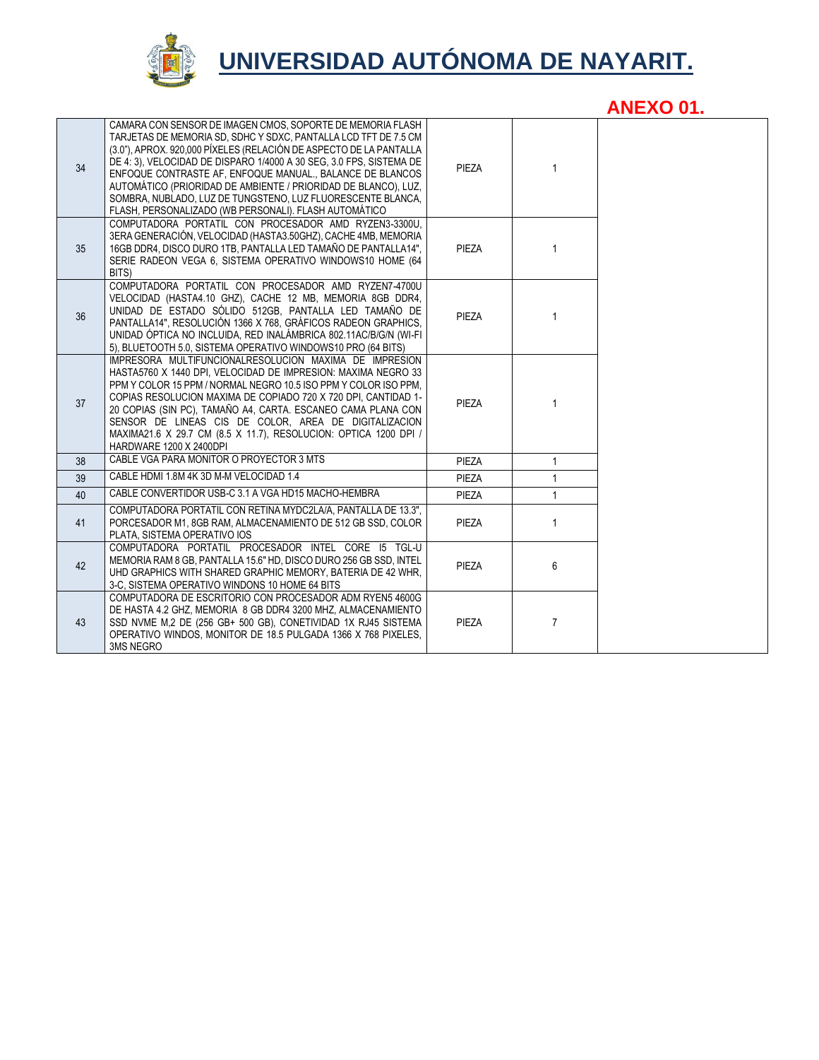# UNIVERSIDAD AUTÓNOMA DE NAYARIT.

## ANEXO 01.

| | | | | |
|---|---|---|---|---|
| 34 | CAMARA CON SENSOR DE IMAGEN CMOS, SOPORTE DE MEMORIA FLASH TARJETAS DE MEMORIA SD, SDHC Y SDXC, PANTALLA LCD TFT DE 7.5 CM (3.0"), APROX. 920,000 PÍXELES (RELACIÓN DE ASPECTO DE LA PANTALLA DE 4: 3), VELOCIDAD DE DISPARO 1/4000 A 30 SEG, 3.0 FPS, SISTEMA DE ENFOQUE CONTRASTE AF, ENFOQUE MANUAL., BALANCE DE BLANCOS AUTOMÁTICO (PRIORIDAD DE AMBIENTE / PRIORIDAD DE BLANCO), LUZ, SOMBRA, NUBLADO, LUZ DE TUNGSTENO, LUZ FLUORESCENTE BLANCA, FLASH, PERSONALIZADO (WB PERSONALI). FLASH AUTOMÁTICO | PIEZA | 1 | |
| 35 | COMPUTADORA PORTATIL CON PROCESADOR AMD RYZEN3-3300U, 3ERA GENERACIÓN, VELOCIDAD (HASTA3.50GHZ), CACHE 4MB, MEMORIA 16GB DDR4, DISCO DURO 1TB, PANTALLA LED TAMAÑO DE PANTALLA14", SERIE RADEON VEGA 6, SISTEMA OPERATIVO WINDOWS10 HOME (64 BITS) | PIEZA | 1 | |
| 36 | COMPUTADORA PORTATIL CON PROCESADOR AMD RYZEN7-4700U VELOCIDAD (HASTA4.10 GHZ), CACHE 12 MB, MEMORIA 8GB DDR4, UNIDAD DE ESTADO SÓLIDO 512GB, PANTALLA LED TAMAÑO DE PANTALLA14", RESOLUCIÓN 1366 X 768, GRÁFICOS RADEON GRAPHICS, UNIDAD ÓPTICA NO INCLUIDA, RED INALÁMBRICA 802.11AC/B/G/N (WI-FI 5), BLUETOOTH 5.0, SISTEMA OPERATIVO WINDOWS10 PRO (64 BITS) | PIEZA | 1 | |
| 37 | IMPRESORA MULTIFUNCIONALRESOLUCION MAXIMA DE IMPRESION HASTA5760 X 1440 DPI, VELOCIDAD DE IMPRESION: MAXIMA NEGRO 33 PPM Y COLOR 15 PPM / NORMAL NEGRO 10.5 ISO PPM Y COLOR ISO PPM, COPIAS RESOLUCION MAXIMA DE COPIADO 720 X 720 DPI, CANTIDAD 1-20 COPIAS (SIN PC), TAMAÑO A4, CARTA. ESCANEO CAMA PLANA CON SENSOR DE LINEAS CIS DE COLOR, AREA DE DIGITALIZACION MAXIMA21.6 X 29.7 CM (8.5 X 11.7), RESOLUCION: OPTICA 1200 DPI / HARDWARE 1200 X 2400DPI | PIEZA | 1 | |
| 38 | CABLE VGA PARA MONITOR O PROYECTOR 3 MTS | PIEZA | 1 | |
| 39 | CABLE HDMI 1.8M 4K 3D M-M VELOCIDAD 1.4 | PIEZA | 1 | |
| 40 | CABLE CONVERTIDOR USB-C 3.1 A VGA HD15 MACHO-HEMBRA | PIEZA | 1 | |
| 41 | COMPUTADORA PORTATIL CON RETINA MYDC2LA/A, PANTALLA DE 13.3", PORCESADOR M1, 8GB RAM, ALMACENAMIENTO DE 512 GB SSD, COLOR PLATA, SISTEMA OPERATIVO IOS | PIEZA | 1 | |
| 42 | COMPUTADORA PORTATIL PROCESADOR INTEL CORE I5 TGL-U MEMORIA RAM 8 GB, PANTALLA 15.6" HD, DISCO DURO 256 GB SSD, INTEL UHD GRAPHICS WITH SHARED GRAPHIC MEMORY, BATERIA DE 42 WHR, 3-C, SISTEMA OPERATIVO WINDONS 10 HOME 64 BITS | PIEZA | 6 | |
| 43 | COMPUTADORA DE ESCRITORIO CON PROCESADOR ADM RYEN5 4600G DE HASTA 4.2 GHZ, MEMORIA 8 GB DDR4 3200 MHZ, ALMACENAMIENTO SSD NVME M,2 DE (256 GB+ 500 GB), CONETIVIDAD 1X RJ45 SISTEMA OPERATIVO WINDOS, MONITOR DE 18.5 PULGADA 1366 X 768 PIXELES, 3MS NEGRO | PIEZA | 7 | |